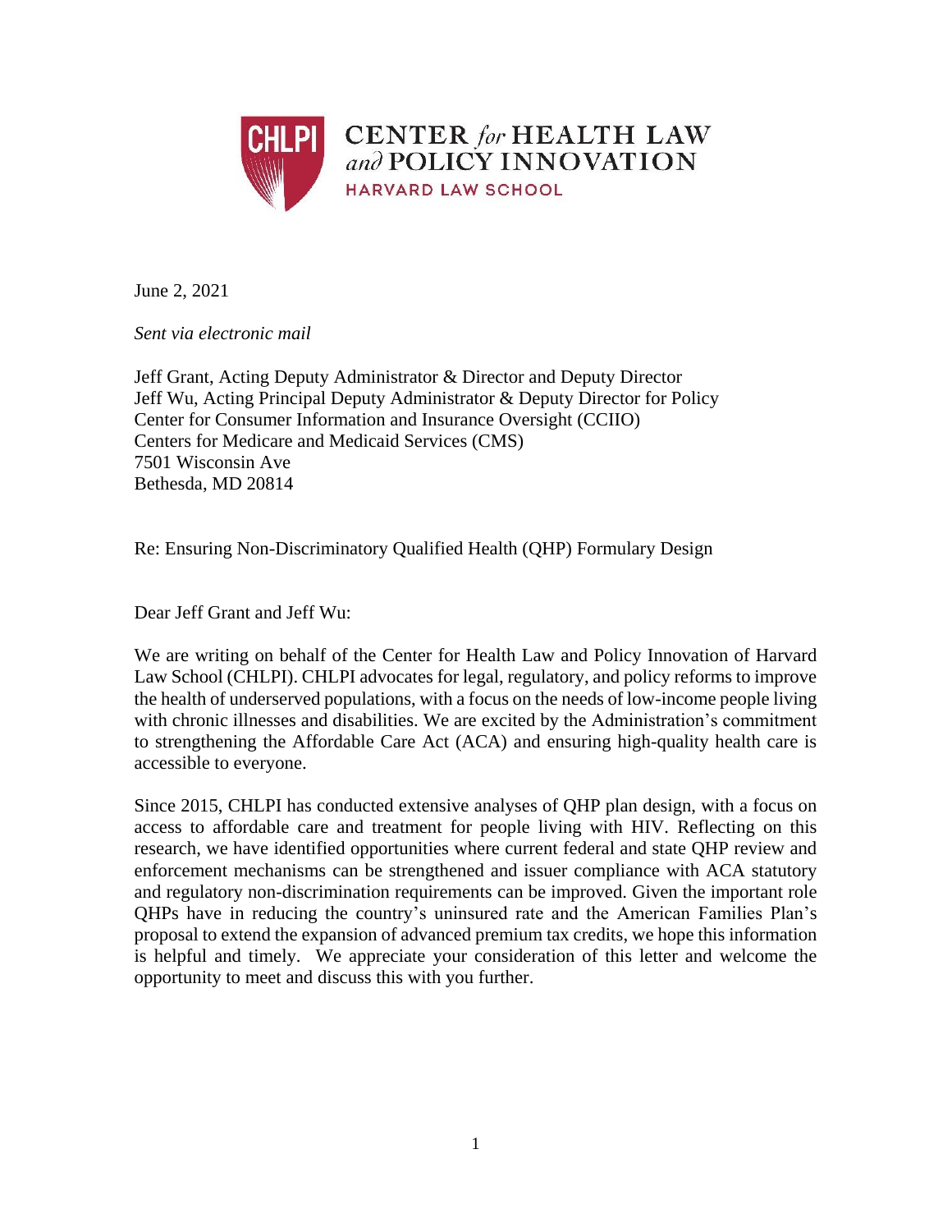**CENTER *for* HEALTH LAW *and* POLICY INNOVATION**
HARVARD LAW SCHOOL

June 2, 2021

*Sent via electronic mail*

Jeff Grant, Acting Deputy Administrator & Director and Deputy Director
Jeff Wu, Acting Principal Deputy Administrator & Deputy Director for Policy
Center for Consumer Information and Insurance Oversight (CCIIO)
Centers for Medicare and Medicaid Services (CMS)
7501 Wisconsin Ave
Bethesda, MD 20814

Re: Ensuring Non-Discriminatory Qualified Health (QHP) Formulary Design

Dear Jeff Grant and Jeff Wu:

We are writing on behalf of the Center for Health Law and Policy Innovation of Harvard Law School (CHLPI). CHLPI advocates for legal, regulatory, and policy reforms to improve the health of underserved populations, with a focus on the needs of low-income people living with chronic illnesses and disabilities. We are excited by the Administration's commitment to strengthening the Affordable Care Act (ACA) and ensuring high-quality health care is accessible to everyone.

Since 2015, CHLPI has conducted extensive analyses of QHP plan design, with a focus on access to affordable care and treatment for people living with HIV. Reflecting on this research, we have identified opportunities where current federal and state QHP review and enforcement mechanisms can be strengthened and issuer compliance with ACA statutory and regulatory non-discrimination requirements can be improved. Given the important role QHPs have in reducing the country's uninsured rate and the American Families Plan's proposal to extend the expansion of advanced premium tax credits, we hope this information is helpful and timely. We appreciate your consideration of this letter and welcome the opportunity to meet and discuss this with you further.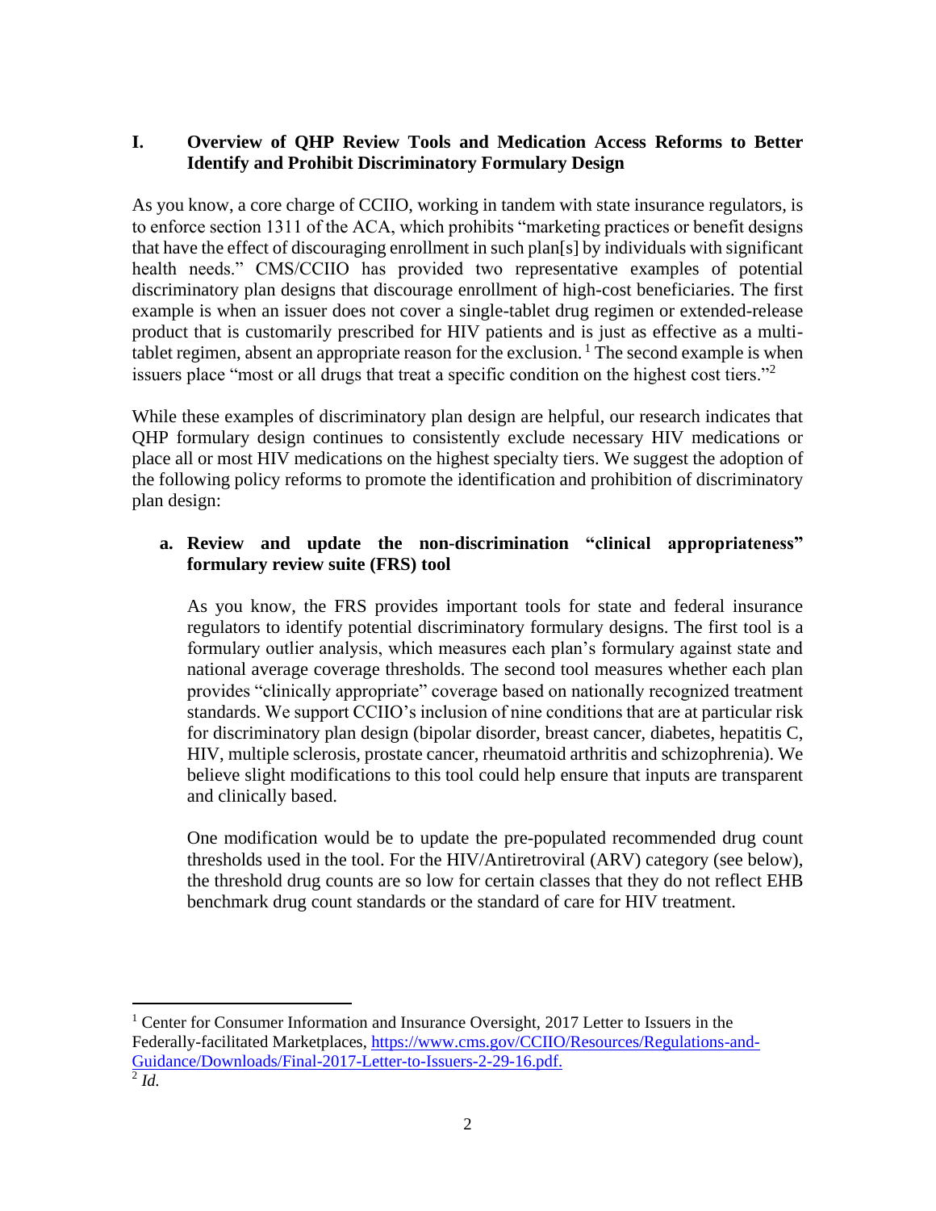## I. Overview of QHP Review Tools and Medication Access Reforms to Better Identify and Prohibit Discriminatory Formulary Design

As you know, a core charge of CCIIO, working in tandem with state insurance regulators, is to enforce section 1311 of the ACA, which prohibits "marketing practices or benefit designs that have the effect of discouraging enrollment in such plan[s] by individuals with significant health needs." CMS/CCIIO has provided two representative examples of potential discriminatory plan designs that discourage enrollment of high-cost beneficiaries. The first example is when an issuer does not cover a single-tablet drug regimen or extended-release product that is customarily prescribed for HIV patients and is just as effective as a multi-tablet regimen, absent an appropriate reason for the exclusion. [1] The second example is when issuers place "most or all drugs that treat a specific condition on the highest cost tiers."[2]

While these examples of discriminatory plan design are helpful, our research indicates that QHP formulary design continues to consistently exclude necessary HIV medications or place all or most HIV medications on the highest specialty tiers. We suggest the adoption of the following policy reforms to promote the identification and prohibition of discriminatory plan design:

### a. Review and update the non-discrimination "clinical appropriateness" formulary review suite (FRS) tool

As you know, the FRS provides important tools for state and federal insurance regulators to identify potential discriminatory formulary designs. The first tool is a formulary outlier analysis, which measures each plan's formulary against state and national average coverage thresholds. The second tool measures whether each plan provides "clinically appropriate" coverage based on nationally recognized treatment standards. We support CCIIO's inclusion of nine conditions that are at particular risk for discriminatory plan design (bipolar disorder, breast cancer, diabetes, hepatitis C, HIV, multiple sclerosis, prostate cancer, rheumatoid arthritis and schizophrenia). We believe slight modifications to this tool could help ensure that inputs are transparent and clinically based.

One modification would be to update the pre-populated recommended drug count thresholds used in the tool. For the HIV/Antiretroviral (ARV) category (see below), the threshold drug counts are so low for certain classes that they do not reflect EHB benchmark drug count standards or the standard of care for HIV treatment.

---

[1] Center for Consumer Information and Insurance Oversight, 2017 Letter to Issuers in the Federally-facilitated Marketplaces, https://www.cms.gov/CCIIO/Resources/Regulations-and-Guidance/Downloads/Final-2017-Letter-to-Issuers-2-29-16.pdf.

[2] *Id.*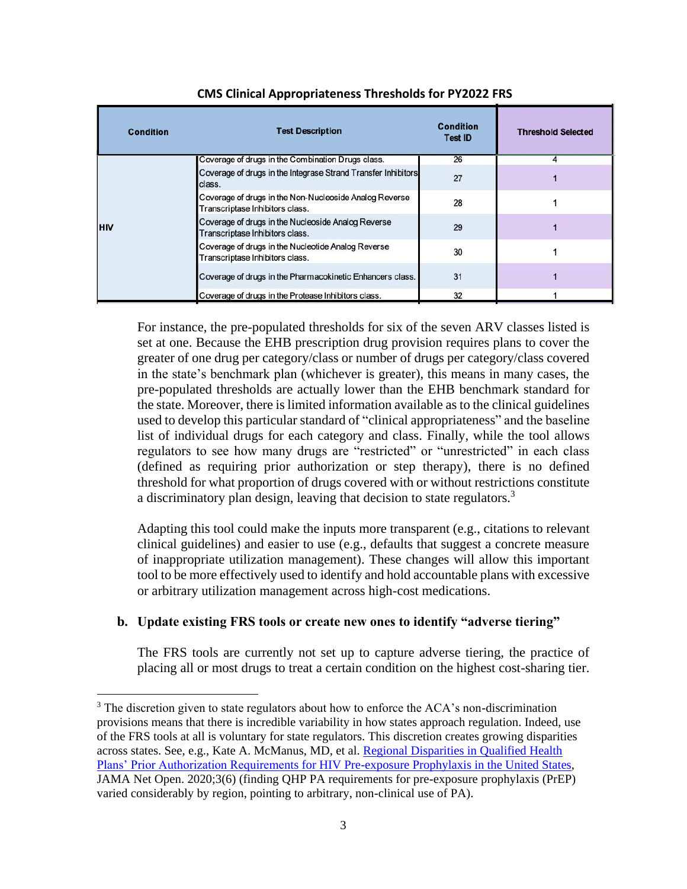**CMS Clinical Appropriateness Thresholds for PY2022 FRS**

| Condition | Test Description | Condition Test ID | Threshold Selected |
|---|---|---|---|
| HIV | Coverage of drugs in the Combination Drugs class. | 26 | 4 |
| | Coverage of drugs in the Integrase Strand Transfer Inhibitors class. | 27 | 1 |
| | Coverage of drugs in the Non-Nucleoside Analog Reverse Transcriptase Inhibitors class. | 28 | 1 |
| | Coverage of drugs in the Nucleoside Analog Reverse Transcriptase Inhibitors class. | 29 | 1 |
| | Coverage of drugs in the Nucleotide Analog Reverse Transcriptase Inhibitors class. | 30 | 1 |
| | Coverage of drugs in the Pharmacokinetic Enhancers class. | 31 | 1 |
| | Coverage of drugs in the Protease Inhibitors class. | 32 | 1 |

For instance, the pre-populated thresholds for six of the seven ARV classes listed is set at one. Because the EHB prescription drug provision requires plans to cover the greater of one drug per category/class or number of drugs per category/class covered in the state's benchmark plan (whichever is greater), this means in many cases, the pre-populated thresholds are actually lower than the EHB benchmark standard for the state. Moreover, there is limited information available as to the clinical guidelines used to develop this particular standard of "clinical appropriateness" and the baseline list of individual drugs for each category and class. Finally, while the tool allows regulators to see how many drugs are "restricted" or "unrestricted" in each class (defined as requiring prior authorization or step therapy), there is no defined threshold for what proportion of drugs covered with or without restrictions constitute a discriminatory plan design, leaving that decision to state regulators.[3]

Adapting this tool could make the inputs more transparent (e.g., citations to relevant clinical guidelines) and easier to use (e.g., defaults that suggest a concrete measure of inappropriate utilization management). These changes will allow this important tool to be more effectively used to identify and hold accountable plans with excessive or arbitrary utilization management across high-cost medications.

**b. Update existing FRS tools or create new ones to identify "adverse tiering"**

The FRS tools are currently not set up to capture adverse tiering, the practice of placing all or most drugs to treat a certain condition on the highest cost-sharing tier.

[3] The discretion given to state regulators about how to enforce the ACA's non-discrimination provisions means that there is incredible variability in how states approach regulation. Indeed, use of the FRS tools at all is voluntary for state regulators. This discretion creates growing disparities across states. See, e.g., Kate A. McManus, MD, et al. Regional Disparities in Qualified Health Plans' Prior Authorization Requirements for HIV Pre-exposure Prophylaxis in the United States, JAMA Net Open. 2020;3(6) (finding QHP PA requirements for pre-exposure prophylaxis (PrEP) varied considerably by region, pointing to arbitrary, non-clinical use of PA).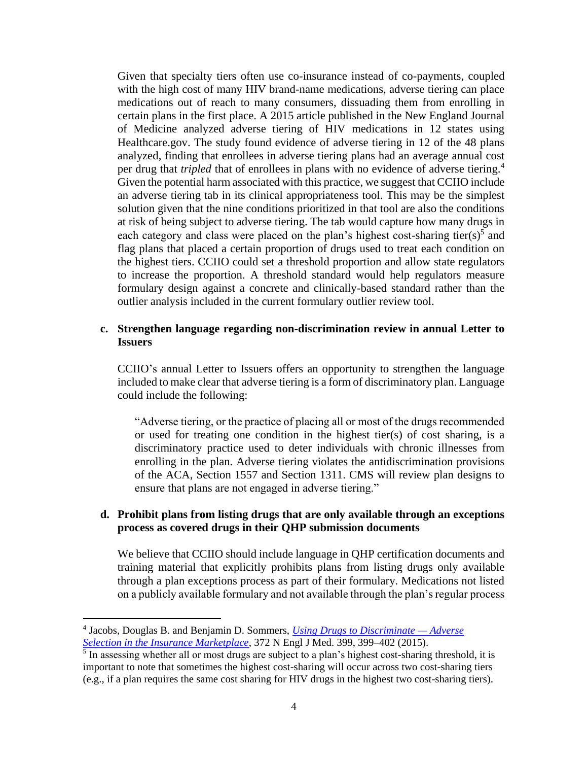Given that specialty tiers often use co-insurance instead of co-payments, coupled with the high cost of many HIV brand-name medications, adverse tiering can place medications out of reach to many consumers, dissuading them from enrolling in certain plans in the first place. A 2015 article published in the New England Journal of Medicine analyzed adverse tiering of HIV medications in 12 states using Healthcare.gov. The study found evidence of adverse tiering in 12 of the 48 plans analyzed, finding that enrollees in adverse tiering plans had an average annual cost per drug that *tripled* that of enrollees in plans with no evidence of adverse tiering.[4] Given the potential harm associated with this practice, we suggest that CCIIO include an adverse tiering tab in its clinical appropriateness tool. This may be the simplest solution given that the nine conditions prioritized in that tool are also the conditions at risk of being subject to adverse tiering. The tab would capture how many drugs in each category and class were placed on the plan's highest cost-sharing tier(s)[5] and flag plans that placed a certain proportion of drugs used to treat each condition on the highest tiers. CCIIO could set a threshold proportion and allow state regulators to increase the proportion. A threshold standard would help regulators measure formulary design against a concrete and clinically-based standard rather than the outlier analysis included in the current formulary outlier review tool.

**c. Strengthen language regarding non-discrimination review in annual Letter to Issuers**

CCIIO's annual Letter to Issuers offers an opportunity to strengthen the language included to make clear that adverse tiering is a form of discriminatory plan. Language could include the following:

> "Adverse tiering, or the practice of placing all or most of the drugs recommended or used for treating one condition in the highest tier(s) of cost sharing, is a discriminatory practice used to deter individuals with chronic illnesses from enrolling in the plan. Adverse tiering violates the antidiscrimination provisions of the ACA, Section 1557 and Section 1311. CMS will review plan designs to ensure that plans are not engaged in adverse tiering."

**d. Prohibit plans from listing drugs that are only available through an exceptions process as covered drugs in their QHP submission documents**

We believe that CCIIO should include language in QHP certification documents and training material that explicitly prohibits plans from listing drugs only available through a plan exceptions process as part of their formulary. Medications not listed on a publicly available formulary and not available through the plan's regular process

---

[4] Jacobs, Douglas B. and Benjamin D. Sommers, *Using Drugs to Discriminate — Adverse Selection in the Insurance Marketplace*, 372 N Engl J Med. 399, 399–402 (2015).

[5] In assessing whether all or most drugs are subject to a plan's highest cost-sharing threshold, it is important to note that sometimes the highest cost-sharing will occur across two cost-sharing tiers (e.g., if a plan requires the same cost sharing for HIV drugs in the highest two cost-sharing tiers).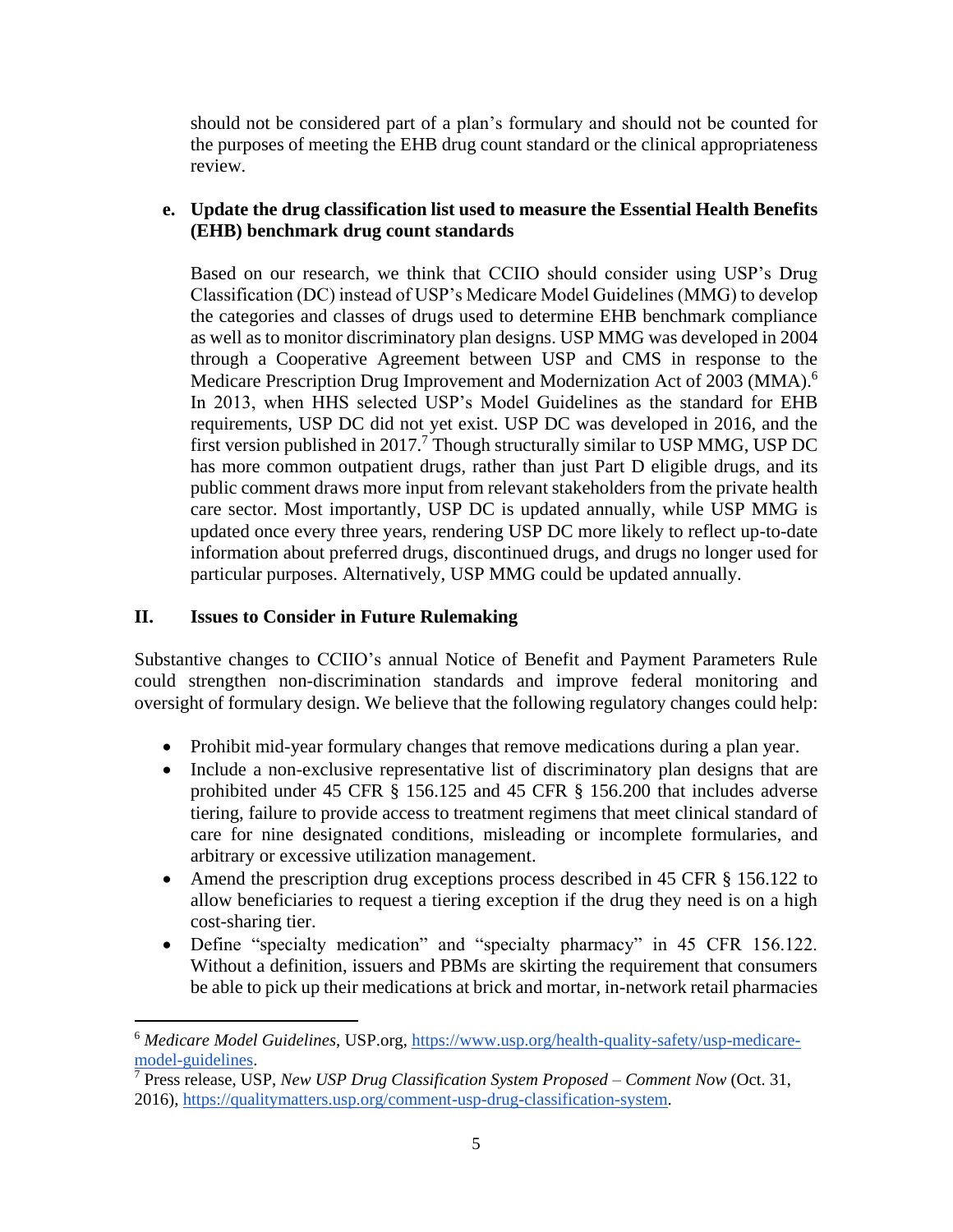should not be considered part of a plan's formulary and should not be counted for the purposes of meeting the EHB drug count standard or the clinical appropriateness review.

**e. Update the drug classification list used to measure the Essential Health Benefits (EHB) benchmark drug count standards**

Based on our research, we think that CCIIO should consider using USP's Drug Classification (DC) instead of USP's Medicare Model Guidelines (MMG) to develop the categories and classes of drugs used to determine EHB benchmark compliance as well as to monitor discriminatory plan designs. USP MMG was developed in 2004 through a Cooperative Agreement between USP and CMS in response to the Medicare Prescription Drug Improvement and Modernization Act of 2003 (MMA).[6] In 2013, when HHS selected USP's Model Guidelines as the standard for EHB requirements, USP DC did not yet exist. USP DC was developed in 2016, and the first version published in 2017.[7] Though structurally similar to USP MMG, USP DC has more common outpatient drugs, rather than just Part D eligible drugs, and its public comment draws more input from relevant stakeholders from the private health care sector. Most importantly, USP DC is updated annually, while USP MMG is updated once every three years, rendering USP DC more likely to reflect up-to-date information about preferred drugs, discontinued drugs, and drugs no longer used for particular purposes. Alternatively, USP MMG could be updated annually.

## II. Issues to Consider in Future Rulemaking

Substantive changes to CCIIO's annual Notice of Benefit and Payment Parameters Rule could strengthen non-discrimination standards and improve federal monitoring and oversight of formulary design. We believe that the following regulatory changes could help:

- Prohibit mid-year formulary changes that remove medications during a plan year.
- Include a non-exclusive representative list of discriminatory plan designs that are prohibited under 45 CFR § 156.125 and 45 CFR § 156.200 that includes adverse tiering, failure to provide access to treatment regimens that meet clinical standard of care for nine designated conditions, misleading or incomplete formularies, and arbitrary or excessive utilization management.
- Amend the prescription drug exceptions process described in 45 CFR § 156.122 to allow beneficiaries to request a tiering exception if the drug they need is on a high cost-sharing tier.
- Define "specialty medication" and "specialty pharmacy" in 45 CFR 156.122. Without a definition, issuers and PBMs are skirting the requirement that consumers be able to pick up their medications at brick and mortar, in-network retail pharmacies

---

[6] *Medicare Model Guidelines*, USP.org, https://www.usp.org/health-quality-safety/usp-medicare-model-guidelines.

[7] Press release, USP, *New USP Drug Classification System Proposed – Comment Now* (Oct. 31, 2016), https://qualitymatters.usp.org/comment-usp-drug-classification-system.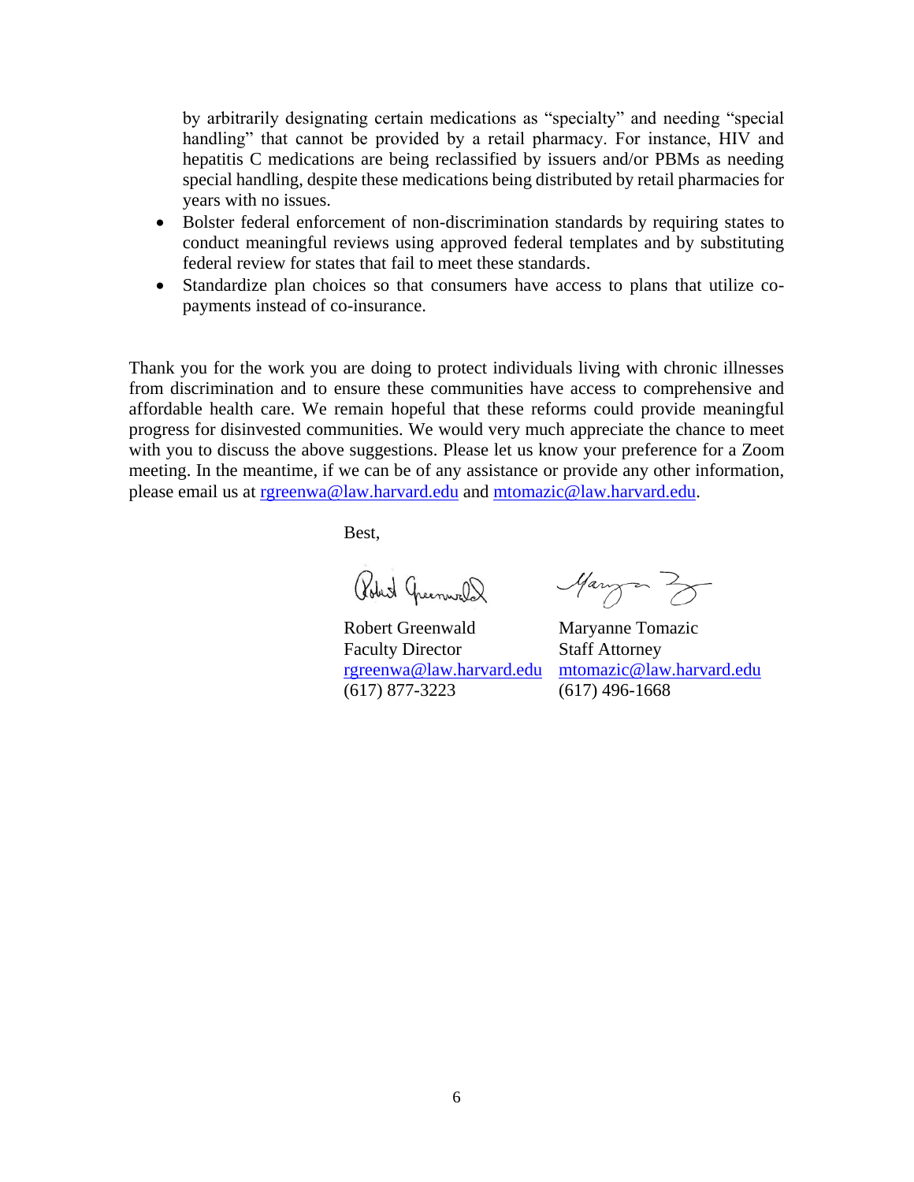by arbitrarily designating certain medications as "specialty" and needing "special handling" that cannot be provided by a retail pharmacy. For instance, HIV and hepatitis C medications are being reclassified by issuers and/or PBMs as needing special handling, despite these medications being distributed by retail pharmacies for years with no issues.

- Bolster federal enforcement of non-discrimination standards by requiring states to conduct meaningful reviews using approved federal templates and by substituting federal review for states that fail to meet these standards.
- Standardize plan choices so that consumers have access to plans that utilize co-payments instead of co-insurance.

Thank you for the work you are doing to protect individuals living with chronic illnesses from discrimination and to ensure these communities have access to comprehensive and affordable health care. We remain hopeful that these reforms could provide meaningful progress for disinvested communities. We would very much appreciate the chance to meet with you to discuss the above suggestions. Please let us know your preference for a Zoom meeting. In the meantime, if we can be of any assistance or provide any other information, please email us at rgreenwa@law.harvard.edu and mtomazic@law.harvard.edu.

Best,

Robert Greenwald
Faculty Director
rgreenwa@law.harvard.edu
(617) 877-3223

Maryanne Tomazic
Staff Attorney
mtomazic@law.harvard.edu
(617) 496-1668